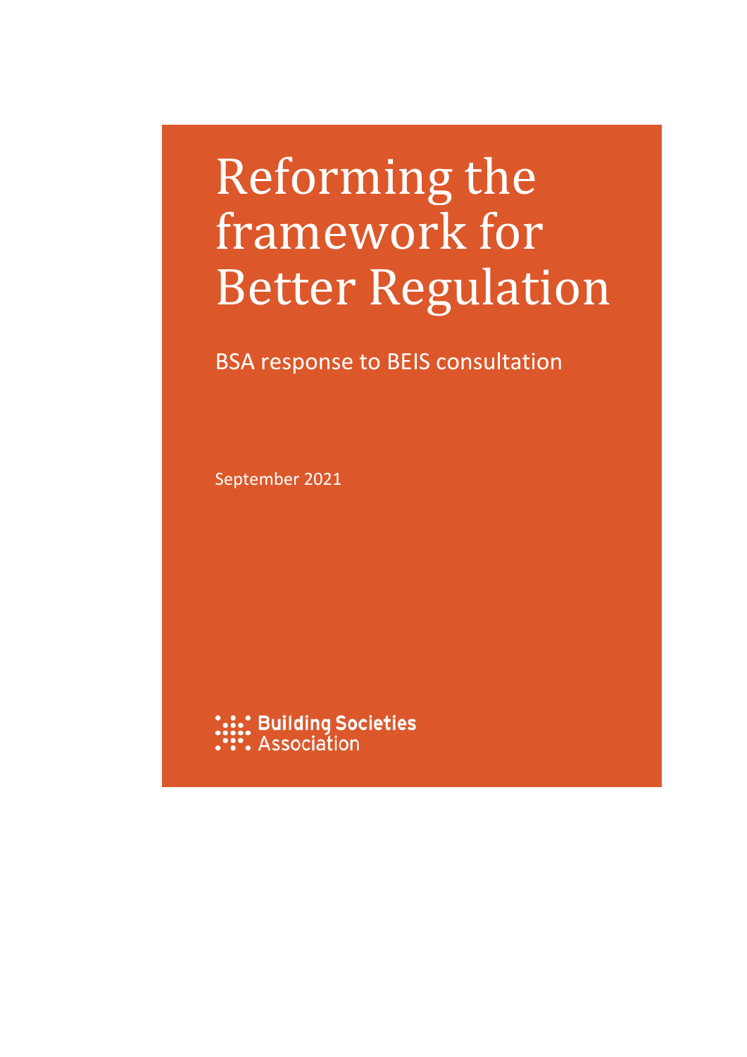# Reforming the framework for Better Regulation

BSA response to BEIS consultation

September 2021

Building Societies Association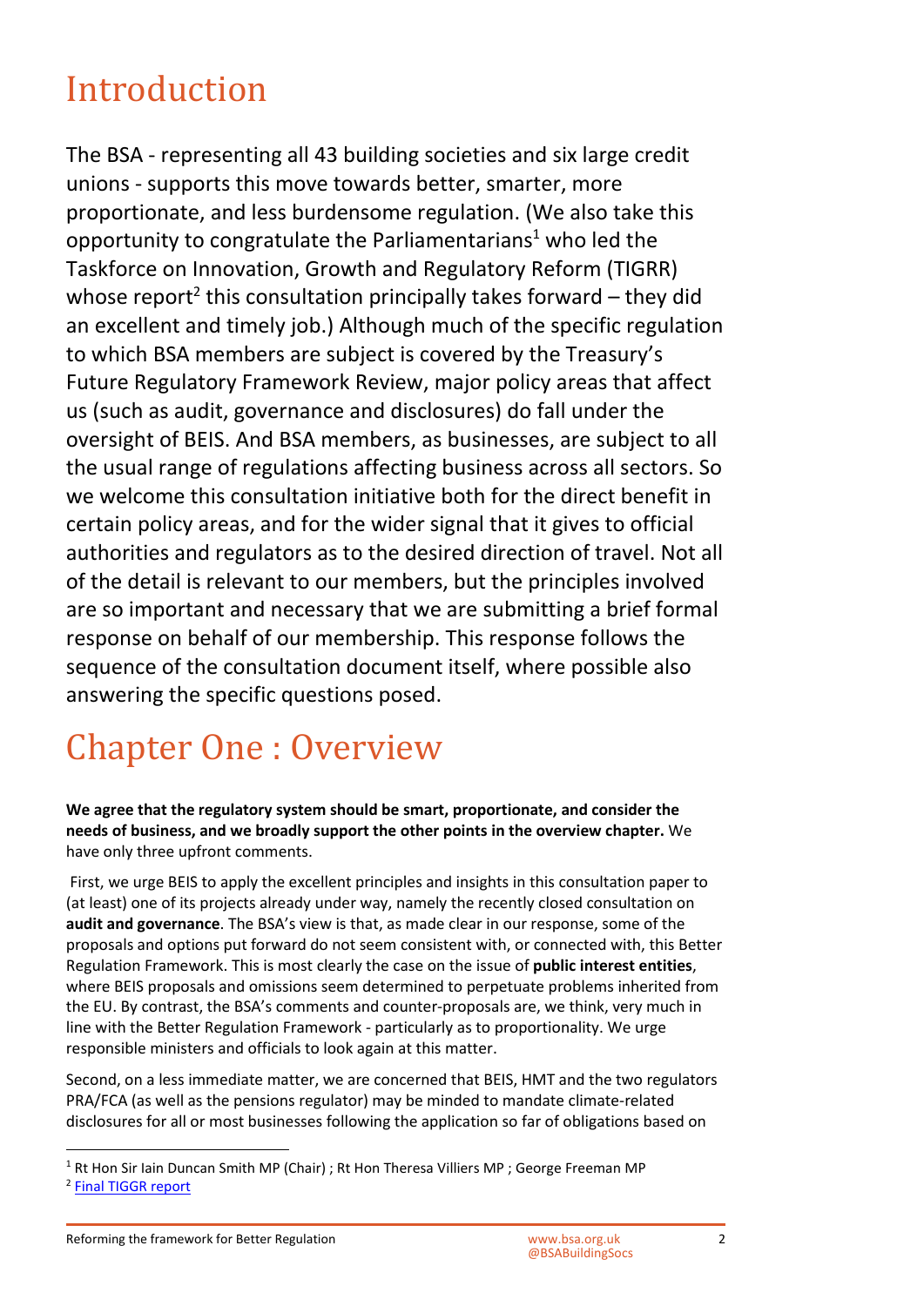# Introduction

The BSA - representing all 43 building societies and six large credit unions - supports this move towards better, smarter, more proportionate, and less burdensome regulation. (We also take this opportunity to congratulate the Parliamentarians[1] who led the Taskforce on Innovation, Growth and Regulatory Reform (TIGRR) whose report[2] this consultation principally takes forward – they did an excellent and timely job.) Although much of the specific regulation to which BSA members are subject is covered by the Treasury's Future Regulatory Framework Review, major policy areas that affect us (such as audit, governance and disclosures) do fall under the oversight of BEIS. And BSA members, as businesses, are subject to all the usual range of regulations affecting business across all sectors. So we welcome this consultation initiative both for the direct benefit in certain policy areas, and for the wider signal that it gives to official authorities and regulators as to the desired direction of travel. Not all of the detail is relevant to our members, but the principles involved are so important and necessary that we are submitting a brief formal response on behalf of our membership. This response follows the sequence of the consultation document itself, where possible also answering the specific questions posed.

# Chapter One : Overview

**We agree that the regulatory system should be smart, proportionate, and consider the needs of business, and we broadly support the other points in the overview chapter.** We have only three upfront comments.

First, we urge BEIS to apply the excellent principles and insights in this consultation paper to (at least) one of its projects already under way, namely the recently closed consultation on **audit and governance**. The BSA's view is that, as made clear in our response, some of the proposals and options put forward do not seem consistent with, or connected with, this Better Regulation Framework. This is most clearly the case on the issue of **public interest entities**, where BEIS proposals and omissions seem determined to perpetuate problems inherited from the EU. By contrast, the BSA's comments and counter-proposals are, we think, very much in line with the Better Regulation Framework - particularly as to proportionality. We urge responsible ministers and officials to look again at this matter.

Second, on a less immediate matter, we are concerned that BEIS, HMT and the two regulators PRA/FCA (as well as the pensions regulator) may be minded to mandate climate-related disclosures for all or most businesses following the application so far of obligations based on

---

[1] Rt Hon Sir Iain Duncan Smith MP (Chair) ; Rt Hon Theresa Villiers MP ; George Freeman MP

[2] Final TIGGR report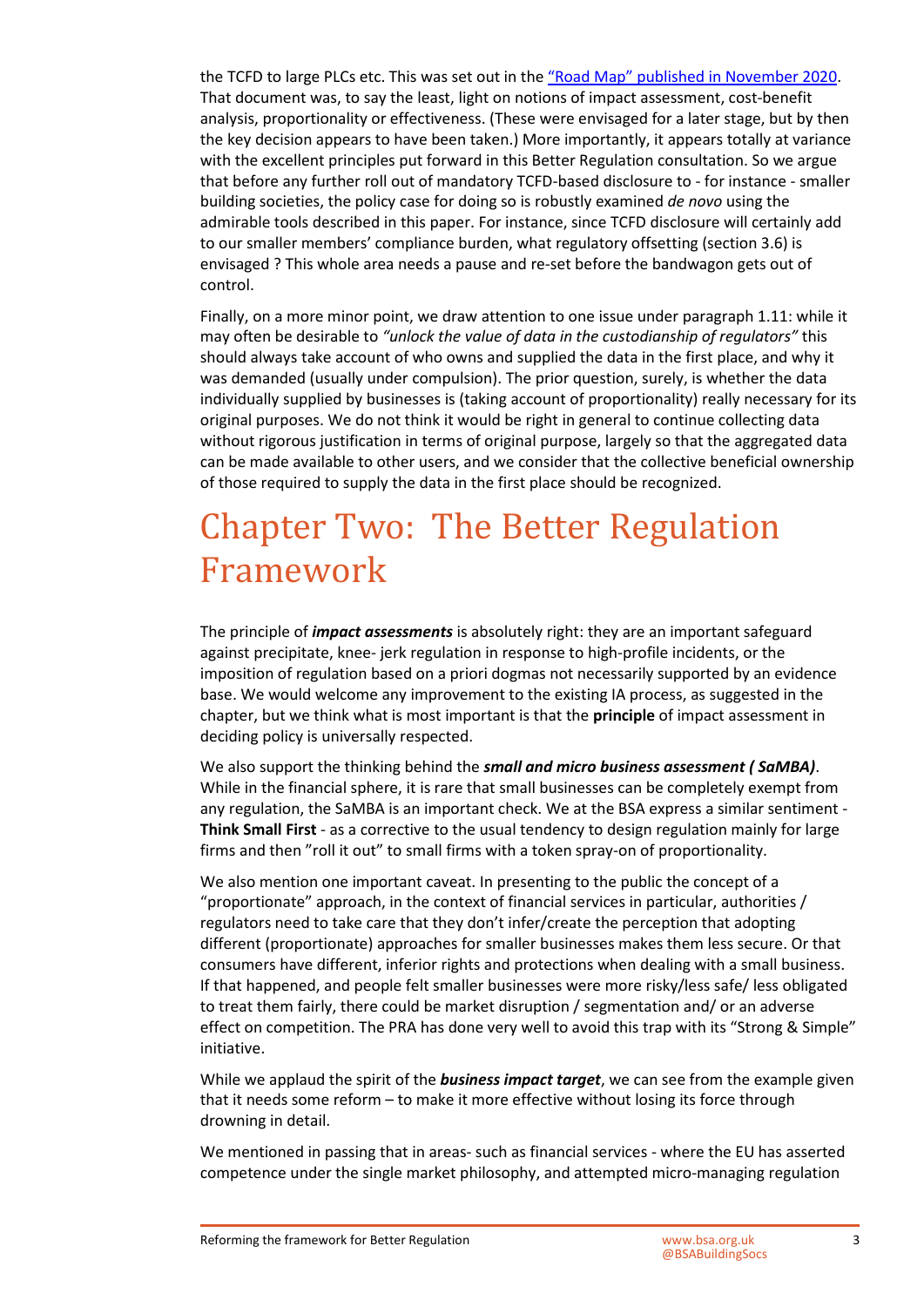the TCFD to large PLCs etc. This was set out in the ["Road Map" published in November 2020](). That document was, to say the least, light on notions of impact assessment, cost-benefit analysis, proportionality or effectiveness. (These were envisaged for a later stage, but by then the key decision appears to have been taken.) More importantly, it appears totally at variance with the excellent principles put forward in this Better Regulation consultation. So we argue that before any further roll out of mandatory TCFD-based disclosure to - for instance - smaller building societies, the policy case for doing so is robustly examined *de novo* using the admirable tools described in this paper. For instance, since TCFD disclosure will certainly add to our smaller members' compliance burden, what regulatory offsetting (section 3.6) is envisaged ? This whole area needs a pause and re-set before the bandwagon gets out of control.

Finally, on a more minor point, we draw attention to one issue under paragraph 1.11: while it may often be desirable to *"unlock the value of data in the custodianship of regulators"* this should always take account of who owns and supplied the data in the first place, and why it was demanded (usually under compulsion). The prior question, surely, is whether the data individually supplied by businesses is (taking account of proportionality) really necessary for its original purposes. We do not think it would be right in general to continue collecting data without rigorous justification in terms of original purpose, largely so that the aggregated data can be made available to other users, and we consider that the collective beneficial ownership of those required to supply the data in the first place should be recognized.

# Chapter Two: The Better Regulation Framework

The principle of ***impact assessments*** is absolutely right: they are an important safeguard against precipitate, knee- jerk regulation in response to high-profile incidents, or the imposition of regulation based on a priori dogmas not necessarily supported by an evidence base. We would welcome any improvement to the existing IA process, as suggested in the chapter, but we think what is most important is that the **principle** of impact assessment in deciding policy is universally respected.

We also support the thinking behind the ***small and micro business assessment ( SaMBA)***. While in the financial sphere, it is rare that small businesses can be completely exempt from any regulation, the SaMBA is an important check. We at the BSA express a similar sentiment - **Think Small First** - as a corrective to the usual tendency to design regulation mainly for large firms and then "roll it out" to small firms with a token spray-on of proportionality.

We also mention one important caveat. In presenting to the public the concept of a "proportionate" approach, in the context of financial services in particular, authorities / regulators need to take care that they don't infer/create the perception that adopting different (proportionate) approaches for smaller businesses makes them less secure. Or that consumers have different, inferior rights and protections when dealing with a small business. If that happened, and people felt smaller businesses were more risky/less safe/ less obligated to treat them fairly, there could be market disruption / segmentation and/ or an adverse effect on competition. The PRA has done very well to avoid this trap with its "Strong & Simple" initiative.

While we applaud the spirit of the ***business impact target***, we can see from the example given that it needs some reform – to make it more effective without losing its force through drowning in detail.

We mentioned in passing that in areas- such as financial services - where the EU has asserted competence under the single market philosophy, and attempted micro-managing regulation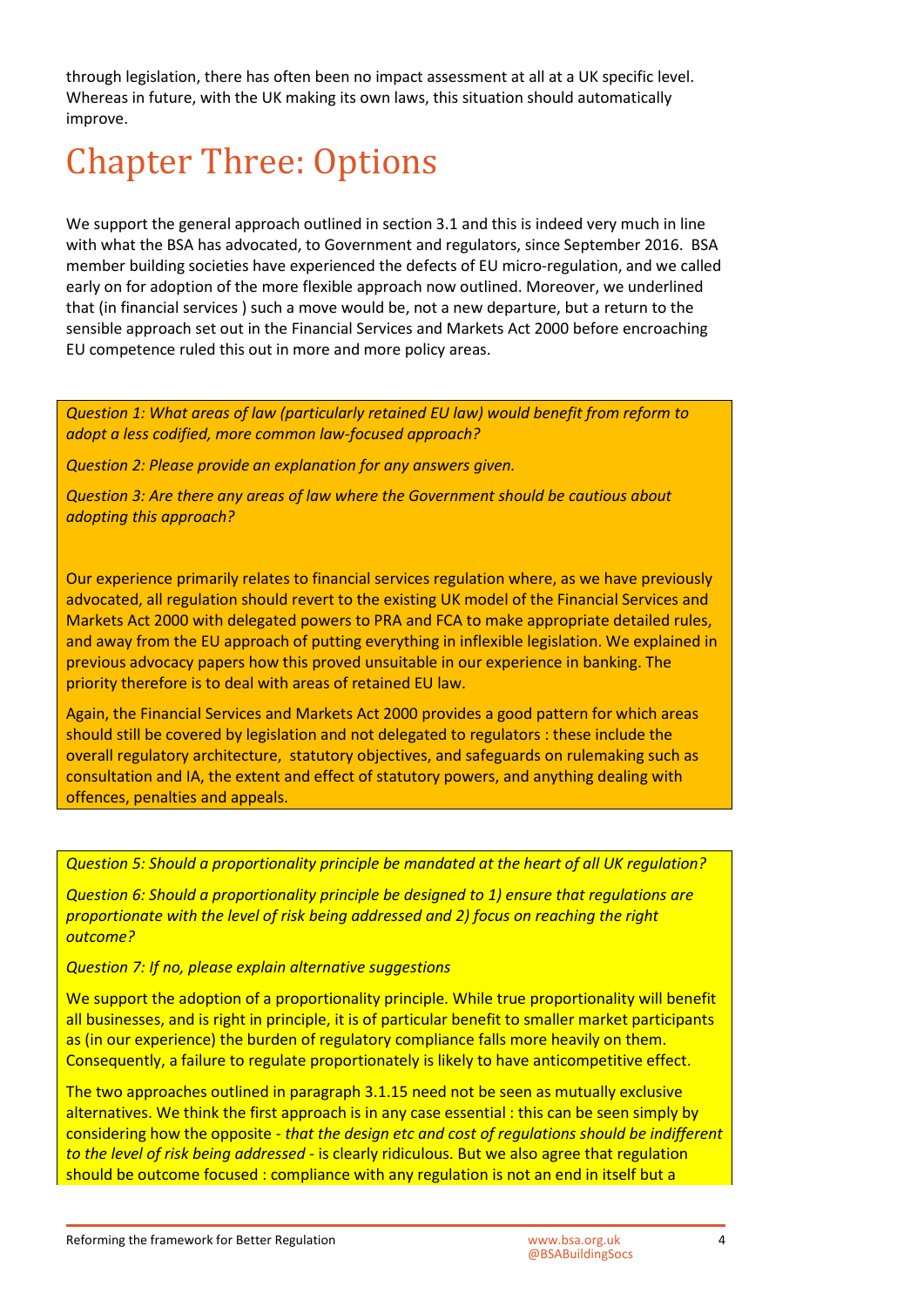through legislation, there has often been no impact assessment at all at a UK specific level. Whereas in future, with the UK making its own laws, this situation should automatically improve.

# Chapter Three: Options

We support the general approach outlined in section 3.1 and this is indeed very much in line with what the BSA has advocated, to Government and regulators, since September 2016. BSA member building societies have experienced the defects of EU micro-regulation, and we called early on for adoption of the more flexible approach now outlined. Moreover, we underlined that (in financial services ) such a move would be, not a new departure, but a return to the sensible approach set out in the Financial Services and Markets Act 2000 before encroaching EU competence ruled this out in more and more policy areas.

*Question 1: What areas of law (particularly retained EU law) would benefit from reform to adopt a less codified, more common law-focused approach?*

*Question 2: Please provide an explanation for any answers given.*

*Question 3: Are there any areas of law where the Government should be cautious about adopting this approach?*

Our experience primarily relates to financial services regulation where, as we have previously advocated, all regulation should revert to the existing UK model of the Financial Services and Markets Act 2000 with delegated powers to PRA and FCA to make appropriate detailed rules, and away from the EU approach of putting everything in inflexible legislation. We explained in previous advocacy papers how this proved unsuitable in our experience in banking. The priority therefore is to deal with areas of retained EU law.

Again, the Financial Services and Markets Act 2000 provides a good pattern for which areas should still be covered by legislation and not delegated to regulators : these include the overall regulatory architecture, statutory objectives, and safeguards on rulemaking such as consultation and IA, the extent and effect of statutory powers, and anything dealing with offences, penalties and appeals.

*Question 5: Should a proportionality principle be mandated at the heart of all UK regulation?*

*Question 6: Should a proportionality principle be designed to 1) ensure that regulations are proportionate with the level of risk being addressed and 2) focus on reaching the right outcome?*

*Question 7: If no, please explain alternative suggestions*

We support the adoption of a proportionality principle. While true proportionality will benefit all businesses, and is right in principle, it is of particular benefit to smaller market participants as (in our experience) the burden of regulatory compliance falls more heavily on them. Consequently, a failure to regulate proportionately is likely to have anticompetitive effect.

The two approaches outlined in paragraph 3.1.15 need not be seen as mutually exclusive alternatives. We think the first approach is in any case essential : this can be seen simply by considering how the opposite - *that the design etc and cost of regulations should be indifferent to the level of risk being addressed* - is clearly ridiculous. But we also agree that regulation should be outcome focused : compliance with any regulation is not an end in itself but a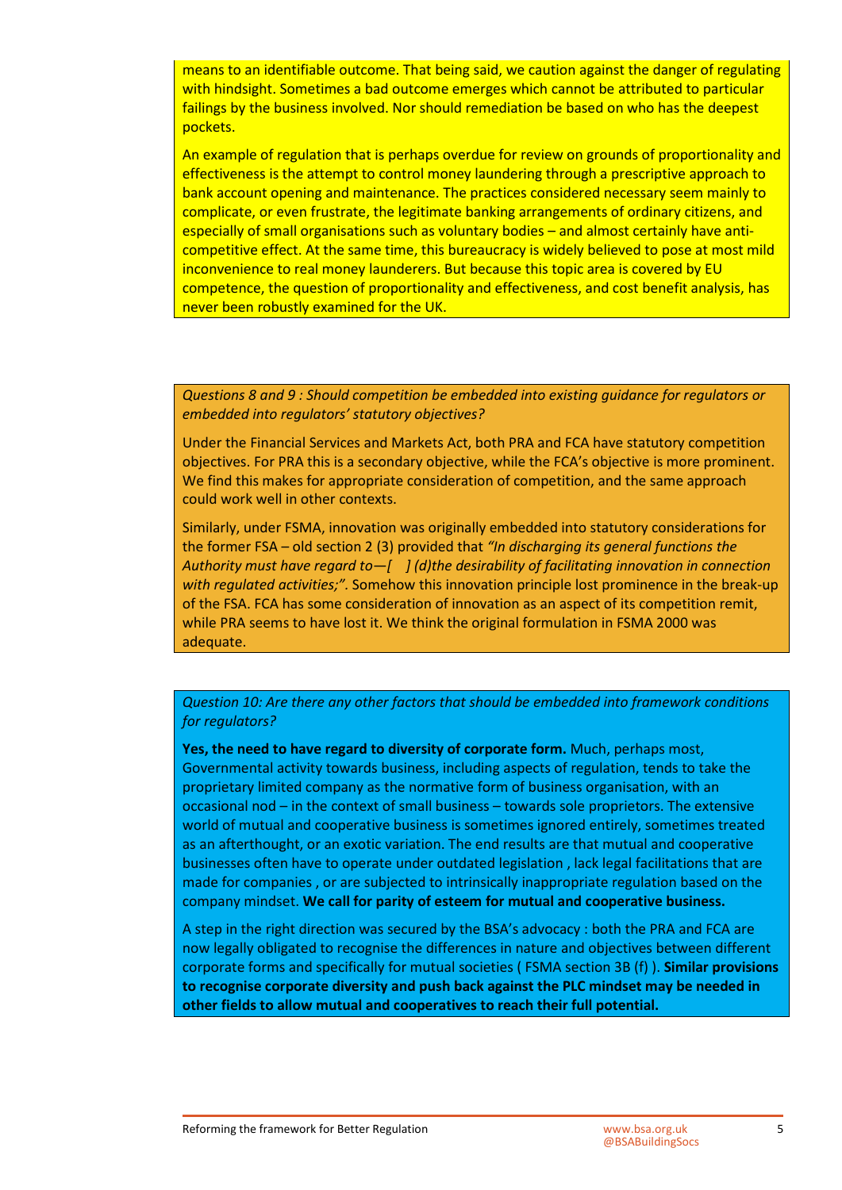means to an identifiable outcome. That being said, we caution against the danger of regulating with hindsight. Sometimes a bad outcome emerges which cannot be attributed to particular failings by the business involved. Nor should remediation be based on who has the deepest pockets.

An example of regulation that is perhaps overdue for review on grounds of proportionality and effectiveness is the attempt to control money laundering through a prescriptive approach to bank account opening and maintenance. The practices considered necessary seem mainly to complicate, or even frustrate, the legitimate banking arrangements of ordinary citizens, and especially of small organisations such as voluntary bodies – and almost certainly have anti-competitive effect. At the same time, this bureaucracy is widely believed to pose at most mild inconvenience to real money launderers. But because this topic area is covered by EU competence, the question of proportionality and effectiveness, and cost benefit analysis, has never been robustly examined for the UK.

*Questions 8 and 9 : Should competition be embedded into existing guidance for regulators or embedded into regulators' statutory objectives?*

Under the Financial Services and Markets Act, both PRA and FCA have statutory competition objectives. For PRA this is a secondary objective, while the FCA's objective is more prominent. We find this makes for appropriate consideration of competition, and the same approach could work well in other contexts.

Similarly, under FSMA, innovation was originally embedded into statutory considerations for the former FSA – old section 2 (3) provided that *"In discharging its general functions the Authority must have regard to—[ ] (d)the desirability of facilitating innovation in connection with regulated activities;".* Somehow this innovation principle lost prominence in the break-up of the FSA. FCA has some consideration of innovation as an aspect of its competition remit, while PRA seems to have lost it. We think the original formulation in FSMA 2000 was adequate.

*Question 10: Are there any other factors that should be embedded into framework conditions for regulators?*

**Yes, the need to have regard to diversity of corporate form.** Much, perhaps most, Governmental activity towards business, including aspects of regulation, tends to take the proprietary limited company as the normative form of business organisation, with an occasional nod – in the context of small business – towards sole proprietors. The extensive world of mutual and cooperative business is sometimes ignored entirely, sometimes treated as an afterthought, or an exotic variation. The end results are that mutual and cooperative businesses often have to operate under outdated legislation , lack legal facilitations that are made for companies , or are subjected to intrinsically inappropriate regulation based on the company mindset. **We call for parity of esteem for mutual and cooperative business.**

A step in the right direction was secured by the BSA's advocacy : both the PRA and FCA are now legally obligated to recognise the differences in nature and objectives between different corporate forms and specifically for mutual societies ( FSMA section 3B (f) ). **Similar provisions to recognise corporate diversity and push back against the PLC mindset may be needed in other fields to allow mutual and cooperatives to reach their full potential.**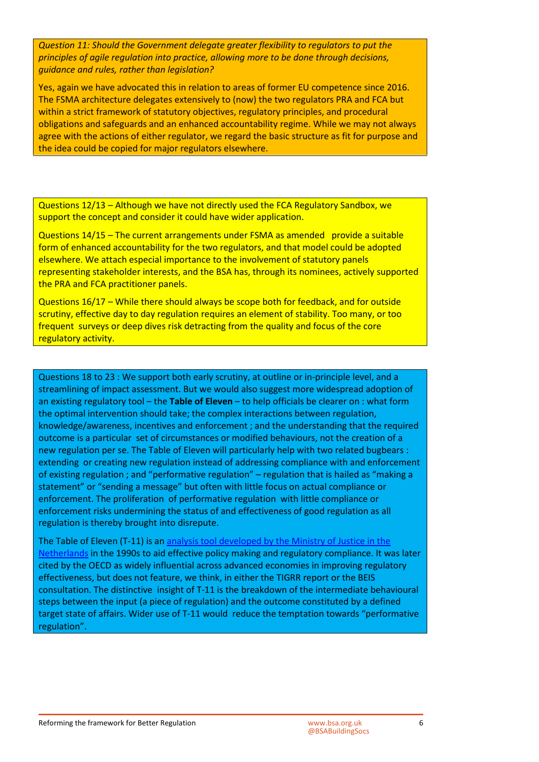*Question 11: Should the Government delegate greater flexibility to regulators to put the principles of agile regulation into practice, allowing more to be done through decisions, guidance and rules, rather than legislation?*

Yes, again we have advocated this in relation to areas of former EU competence since 2016. The FSMA architecture delegates extensively to (now) the two regulators PRA and FCA but within a strict framework of statutory objectives, regulatory principles, and procedural obligations and safeguards and an enhanced accountability regime. While we may not always agree with the actions of either regulator, we regard the basic structure as fit for purpose and the idea could be copied for major regulators elsewhere.

Questions 12/13 – Although we have not directly used the FCA Regulatory Sandbox, we support the concept and consider it could have wider application.

Questions 14/15 – The current arrangements under FSMA as amended provide a suitable form of enhanced accountability for the two regulators, and that model could be adopted elsewhere. We attach especial importance to the involvement of statutory panels representing stakeholder interests, and the BSA has, through its nominees, actively supported the PRA and FCA practitioner panels.

Questions 16/17 – While there should always be scope both for feedback, and for outside scrutiny, effective day to day regulation requires an element of stability. Too many, or too frequent surveys or deep dives risk detracting from the quality and focus of the core regulatory activity.

Questions 18 to 23 : We support both early scrutiny, at outline or in-principle level, and a streamlining of impact assessment. But we would also suggest more widespread adoption of an existing regulatory tool – the **Table of Eleven** – to help officials be clearer on : what form the optimal intervention should take; the complex interactions between regulation, knowledge/awareness, incentives and enforcement ; and the understanding that the required outcome is a particular set of circumstances or modified behaviours, not the creation of a new regulation per se. The Table of Eleven will particularly help with two related bugbears : extending or creating new regulation instead of addressing compliance with and enforcement of existing regulation ; and "performative regulation" – regulation that is hailed as "making a statement" or "sending a message" but often with little focus on actual compliance or enforcement. The proliferation of performative regulation with little compliance or enforcement risks undermining the status of and effectiveness of good regulation as all regulation is thereby brought into disrepute.

The Table of Eleven (T-11) is an analysis tool developed by the Ministry of Justice in the Netherlands in the 1990s to aid effective policy making and regulatory compliance. It was later cited by the OECD as widely influential across advanced economies in improving regulatory effectiveness, but does not feature, we think, in either the TIGRR report or the BEIS consultation. The distinctive insight of T-11 is the breakdown of the intermediate behavioural steps between the input (a piece of regulation) and the outcome constituted by a defined target state of affairs. Wider use of T-11 would reduce the temptation towards "performative regulation".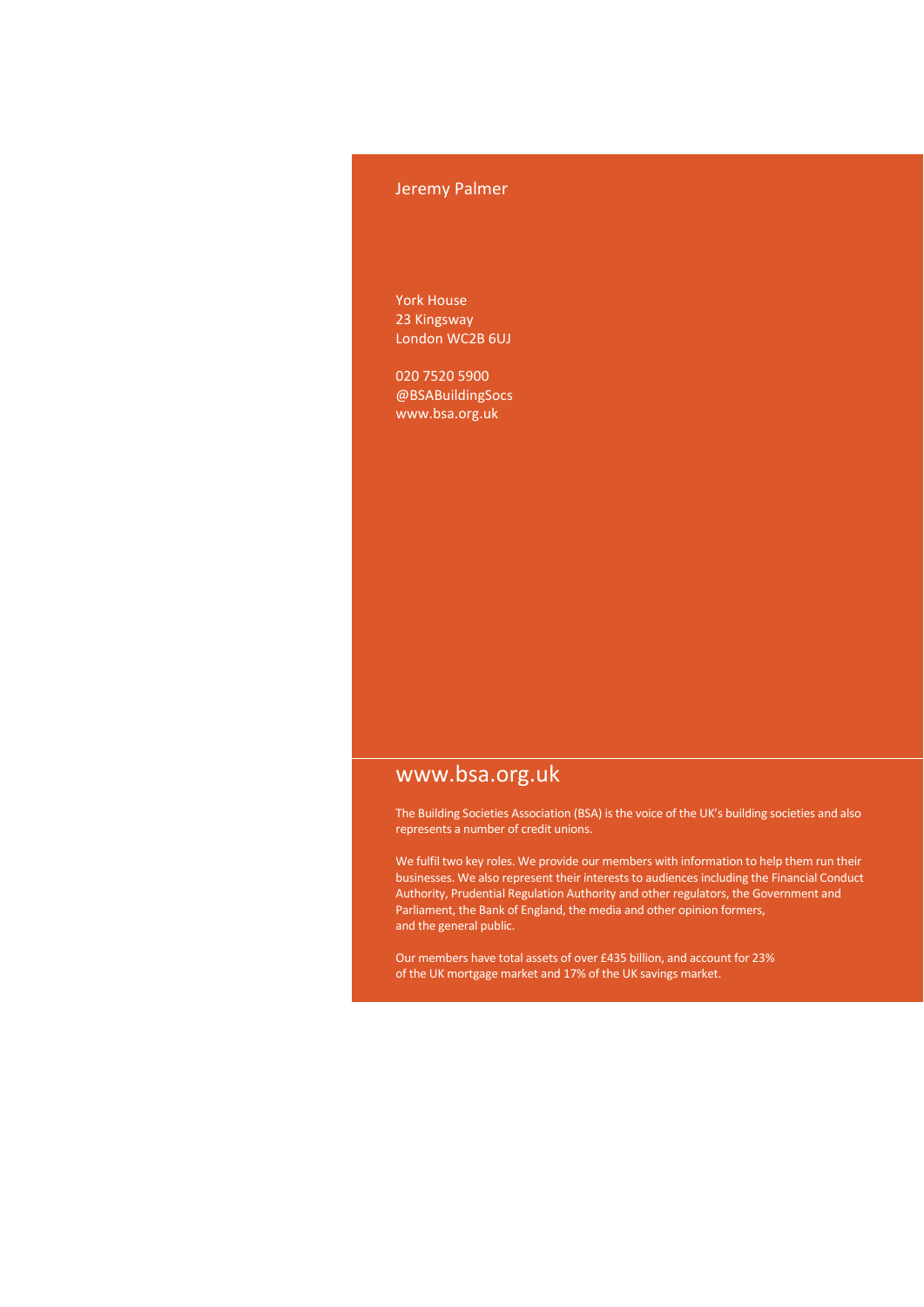Jeremy Palmer

York House
23 Kingsway
London WC2B 6UJ

020 7520 5900
@BSABuildingSocs
www.bsa.org.uk

## www.bsa.org.uk

The Building Societies Association (BSA) is the voice of the UK's building societies and also represents a number of credit unions.

We fulfil two key roles. We provide our members with information to help them run their businesses. We also represent their interests to audiences including the Financial Conduct Authority, Prudential Regulation Authority and other regulators, the Government and Parliament, the Bank of England, the media and other opinion formers, and the general public.

Our members have total assets of over £435 billion, and account for 23% of the UK mortgage market and 17% of the UK savings market.